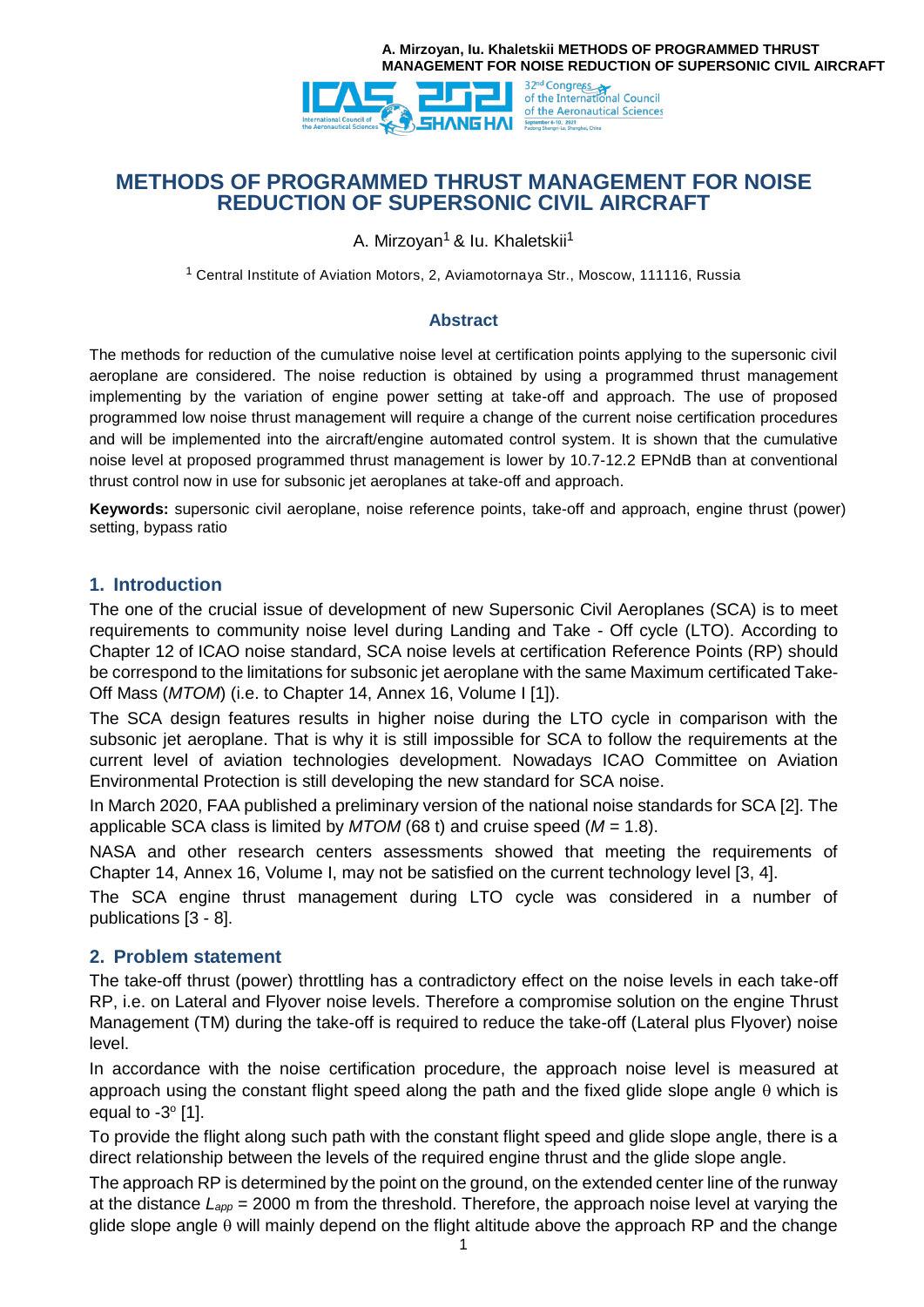# METHODS OF PROGRAMMED THRUST MANAGEMENT FOR NOISE REDUCTION OF SUPERSONIC CIVIL AIRCRAFT

A. Mirzoyan[1] & Iu. Khaletskii[1]

[1] Central Institute of Aviation Motors, 2, Aviamotornaya Str., Moscow, 111116, Russia

## Abstract

The methods for reduction of the cumulative noise level at certification points applying to the supersonic civil aeroplane are considered. The noise reduction is obtained by using a programmed thrust management implementing by the variation of engine power setting at take-off and approach. The use of proposed programmed low noise thrust management will require a change of the current noise certification procedures and will be implemented into the aircraft/engine automated control system. It is shown that the cumulative noise level at proposed programmed thrust management is lower by 10.7-12.2 EPNdB than at conventional thrust control now in use for subsonic jet aeroplanes at take-off and approach.

**Keywords:** supersonic civil aeroplane, noise reference points, take-off and approach, engine thrust (power) setting, bypass ratio

## 1. Introduction

The one of the crucial issue of development of new Supersonic Civil Aeroplanes (SCA) is to meet requirements to community noise level during Landing and Take - Off cycle (LTO). According to Chapter 12 of ICAO noise standard, SCA noise levels at certification Reference Points (RP) should be correspond to the limitations for subsonic jet aeroplane with the same Maximum certificated Take-Off Mass (*MTOM*) (i.e. to Chapter 14, Annex 16, Volume I [1]).

The SCA design features results in higher noise during the LTO cycle in comparison with the subsonic jet aeroplane. That is why it is still impossible for SCA to follow the requirements at the current level of aviation technologies development. Nowadays ICAO Committee on Aviation Environmental Protection is still developing the new standard for SCA noise.

In March 2020, FAA published a preliminary version of the national noise standards for SCA [2]. The applicable SCA class is limited by *MTOM* (68 t) and cruise speed ($M = 1.8$).

NASA and other research centers assessments showed that meeting the requirements of Chapter 14, Annex 16, Volume I, may not be satisfied on the current technology level [3, 4].

The SCA engine thrust management during LTO cycle was considered in a number of publications [3 - 8].

## 2. Problem statement

The take-off thrust (power) throttling has a contradictory effect on the noise levels in each take-off RP, i.e. on Lateral and Flyover noise levels. Therefore a compromise solution on the engine Thrust Management (TM) during the take-off is required to reduce the take-off (Lateral plus Flyover) noise level.

In accordance with the noise certification procedure, the approach noise level is measured at approach using the constant flight speed along the path and the fixed glide slope angle $\theta$ which is equal to $-3^{o}$ [1].

To provide the flight along such path with the constant flight speed and glide slope angle, there is a direct relationship between the levels of the required engine thrust and the glide slope angle.

The approach RP is determined by the point on the ground, on the extended center line of the runway at the distance $L_{app}$ = 2000 m from the threshold. Therefore, the approach noise level at varying the glide slope angle $\theta$ will mainly depend on the flight altitude above the approach RP and the change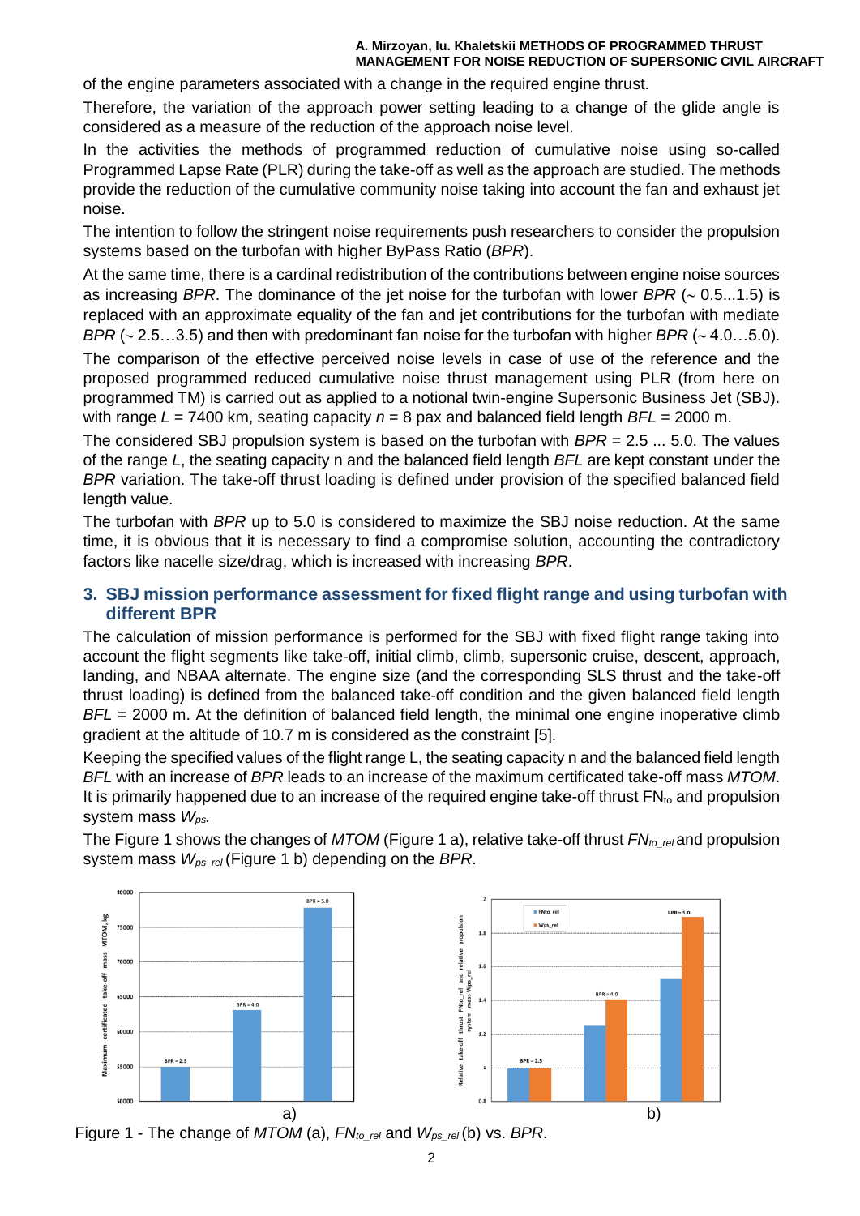of the engine parameters associated with a change in the required engine thrust.

Therefore, the variation of the approach power setting leading to a change of the glide angle is considered as a measure of the reduction of the approach noise level.

In the activities the methods of programmed reduction of cumulative noise using so-called Programmed Lapse Rate (PLR) during the take-off as well as the approach are studied. The methods provide the reduction of the cumulative community noise taking into account the fan and exhaust jet noise.

The intention to follow the stringent noise requirements push researchers to consider the propulsion systems based on the turbofan with higher ByPass Ratio (*BPR*).

At the same time, there is a cardinal redistribution of the contributions between engine noise sources as increasing *BPR*. The dominance of the jet noise for the turbofan with lower *BPR* (~ 0.5...1.5) is replaced with an approximate equality of the fan and jet contributions for the turbofan with mediate *BPR* (~ 2.5…3.5) and then with predominant fan noise for the turbofan with higher *BPR* (~ 4.0…5.0).

The comparison of the effective perceived noise levels in case of use of the reference and the proposed programmed reduced cumulative noise thrust management using PLR (from here on programmed TM) is carried out as applied to a notional twin-engine Supersonic Business Jet (SBJ). with range $L$ = 7400 km, seating capacity $n$ = 8 pax and balanced field length $BFL$ = 2000 m.

The considered SBJ propulsion system is based on the turbofan with $BPR$ = 2.5 ... 5.0. The values of the range $L$, the seating capacity n and the balanced field length *BFL* are kept constant under the *BPR* variation. The take-off thrust loading is defined under provision of the specified balanced field length value.

The turbofan with *BPR* up to 5.0 is considered to maximize the SBJ noise reduction. At the same time, it is obvious that it is necessary to find a compromise solution, accounting the contradictory factors like nacelle size/drag, which is increased with increasing *BPR*.

## 3. SBJ mission performance assessment for fixed flight range and using turbofan with different BPR

The calculation of mission performance is performed for the SBJ with fixed flight range taking into account the flight segments like take-off, initial climb, climb, supersonic cruise, descent, approach, landing, and NBAA alternate. The engine size (and the corresponding SLS thrust and the take-off thrust loading) is defined from the balanced take-off condition and the given balanced field length $BFL$ = 2000 m. At the definition of balanced field length, the minimal one engine inoperative climb gradient at the altitude of 10.7 m is considered as the constraint [5].

Keeping the specified values of the flight range L, the seating capacity n and the balanced field length *BFL* with an increase of *BPR* leads to an increase of the maximum certificated take-off mass *MTOM*. It is primarily happened due to an increase of the required engine take-off thrust $FN_{to}$ and propulsion system mass $W_{ps}$.

The Figure 1 shows the changes of *MTOM* (Figure 1 a), relative take-off thrust $FN_{to\_rel}$ and propulsion system mass $W_{ps\_rel}$ (Figure 1 b) depending on the *BPR*.

Figure 1 - The change of *MTOM* (a), $FN_{to\_rel}$ and $W_{ps\_rel}$ (b) vs. *BPR*.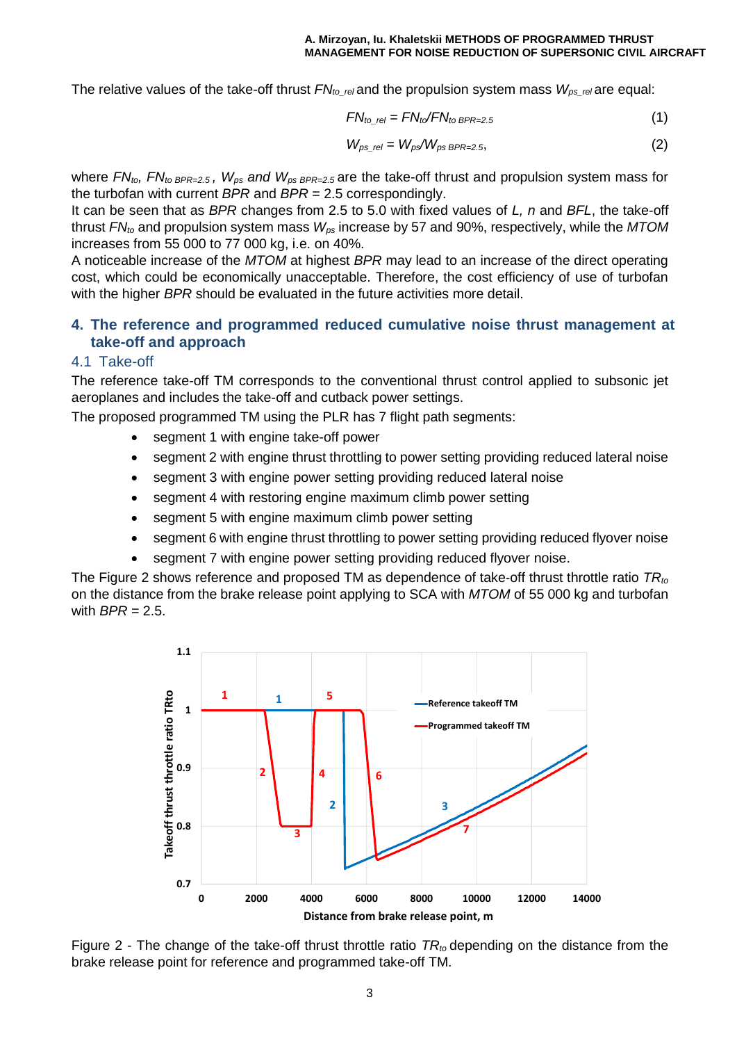The relative values of the take-off thrust $FN_{to\_rel}$ and the propulsion system mass $W_{ps\_rel}$ are equal:

$$FN_{to\_rel} = FN_{to}/FN_{to\ BPR=2.5} \quad (1)$$

$$W_{ps\_rel} = W_{ps}/W_{ps\ BPR=2.5}, \quad (2)$$

where $FN_{to}$, $FN_{to\ BPR=2.5}$, $W_{ps}$ *and* $W_{ps\ BPR=2.5}$ are the take-off thrust and propulsion system mass for the turbofan with current *BPR* and *BPR* = 2.5 correspondingly.

It can be seen that as *BPR* changes from 2.5 to 5.0 with fixed values of *L, n* and *BFL*, the take-off thrust $FN_{to}$ and propulsion system mass $W_{ps}$ increase by 57 and 90%, respectively, while the *MTOM* increases from 55 000 to 77 000 kg, i.e. on 40%.

A noticeable increase of the *MTOM* at highest *BPR* may lead to an increase of the direct operating cost, which could be economically unacceptable. Therefore, the cost efficiency of use of turbofan with the higher *BPR* should be evaluated in the future activities more detail.

## 4. The reference and programmed reduced cumulative noise thrust management at take-off and approach

### 4.1 Take-off

The reference take-off TM corresponds to the conventional thrust control applied to subsonic jet aeroplanes and includes the take-off and cutback power settings.

The proposed programmed TM using the PLR has 7 flight path segments:

- segment 1 with engine take-off power
- segment 2 with engine thrust throttling to power setting providing reduced lateral noise
- segment 3 with engine power setting providing reduced lateral noise
- segment 4 with restoring engine maximum climb power setting
- segment 5 with engine maximum climb power setting
- segment 6 with engine thrust throttling to power setting providing reduced flyover noise
- segment 7 with engine power setting providing reduced flyover noise.

The Figure 2 shows reference and proposed TM as dependence of take-off thrust throttle ratio $TR_{to}$ on the distance from the brake release point applying to SCA with *MTOM* of 55 000 kg and turbofan with *BPR* = 2.5.

Figure 2 - The change of the take-off thrust throttle ratio $TR_{to}$ depending on the distance from the brake release point for reference and programmed take-off TM.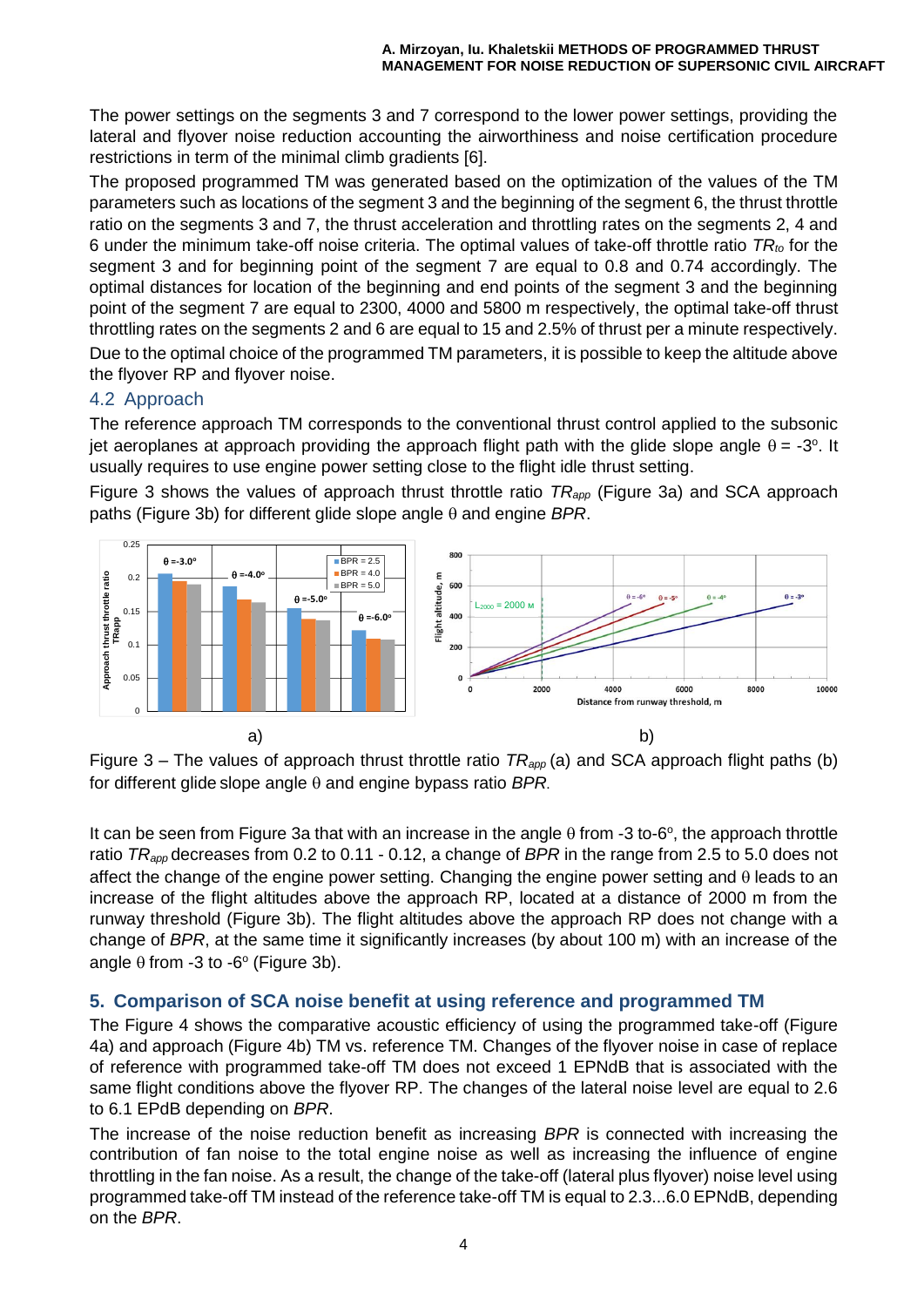The power settings on the segments 3 and 7 correspond to the lower power settings, providing the lateral and flyover noise reduction accounting the airworthiness and noise certification procedure restrictions in term of the minimal climb gradients [6].

The proposed programmed TM was generated based on the optimization of the values of the TM parameters such as locations of the segment 3 and the beginning of the segment 6, the thrust throttle ratio on the segments 3 and 7, the thrust acceleration and throttling rates on the segments 2, 4 and 6 under the minimum take-off noise criteria. The optimal values of take-off throttle ratio $TR_{to}$ for the segment 3 and for beginning point of the segment 7 are equal to 0.8 and 0.74 accordingly. The optimal distances for location of the beginning and end points of the segment 3 and the beginning point of the segment 7 are equal to 2300, 4000 and 5800 m respectively, the optimal take-off thrust throttling rates on the segments 2 and 6 are equal to 15 and 2.5% of thrust per a minute respectively.

Due to the optimal choice of the programmed TM parameters, it is possible to keep the altitude above the flyover RP and flyover noise.

## 4.2 Approach

The reference approach TM corresponds to the conventional thrust control applied to the subsonic jet aeroplanes at approach providing the approach flight path with the glide slope angle $\theta = -3^o$. It usually requires to use engine power setting close to the flight idle thrust setting.

Figure 3 shows the values of approach thrust throttle ratio $TR_{app}$ (Figure 3a) and SCA approach paths (Figure 3b) for different glide slope angle $\theta$ and engine *BPR*.

a) b)

Figure 3 – The values of approach thrust throttle ratio $TR_{app}$ (a) and SCA approach flight paths (b) for different glide slope angle $\theta$ and engine bypass ratio *BPR*.

It can be seen from Figure 3a that with an increase in the angle $\theta$ from -3 to-6$^o$, the approach throttle ratio $TR_{app}$ decreases from 0.2 to 0.11 - 0.12, a change of *BPR* in the range from 2.5 to 5.0 does not affect the change of the engine power setting. Changing the engine power setting and $\theta$ leads to an increase of the flight altitudes above the approach RP, located at a distance of 2000 m from the runway threshold (Figure 3b). The flight altitudes above the approach RP does not change with a change of *BPR*, at the same time it significantly increases (by about 100 m) with an increase of the angle $\theta$ from -3 to -6$^o$ (Figure 3b).

## 5. Comparison of SCA noise benefit at using reference and programmed TM

The Figure 4 shows the comparative acoustic efficiency of using the programmed take-off (Figure 4a) and approach (Figure 4b) TM vs. reference TM. Changes of the flyover noise in case of replace of reference with programmed take-off TM does not exceed 1 EPNdB that is associated with the same flight conditions above the flyover RP. The changes of the lateral noise level are equal to 2.6 to 6.1 EPdB depending on *BPR*.

The increase of the noise reduction benefit as increasing *BPR* is connected with increasing the contribution of fan noise to the total engine noise as well as increasing the influence of engine throttling in the fan noise. As a result, the change of the take-off (lateral plus flyover) noise level using programmed take-off TM instead of the reference take-off TM is equal to 2.3...6.0 EPNdB, depending on the *BPR*.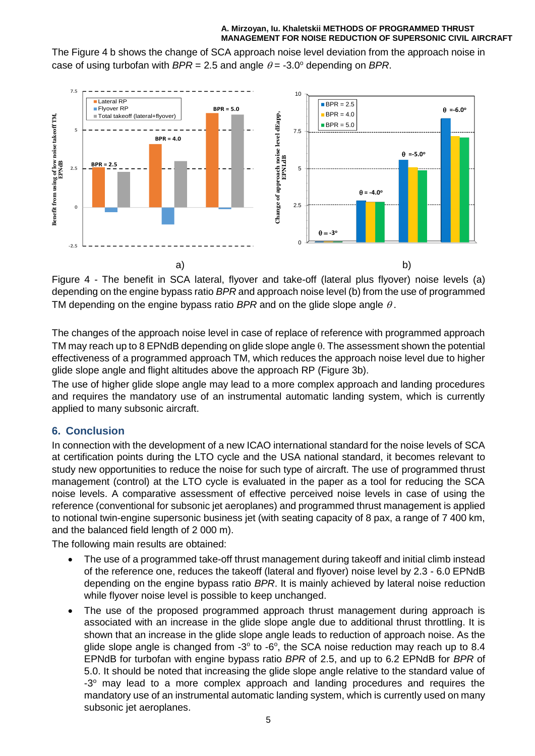The Figure 4 b shows the change of SCA approach noise level deviation from the approach noise in case of using turbofan with *BPR* = 2.5 and angle $\theta$ = -3.0° depending on *BPR*.

a) b)

Figure 4 - The benefit in SCA lateral, flyover and take-off (lateral plus flyover) noise levels (a) depending on the engine bypass ratio *BPR* and approach noise level (b) from the use of programmed TM depending on the engine bypass ratio *BPR* and on the glide slope angle $\theta$.

The changes of the approach noise level in case of replace of reference with programmed approach TM may reach up to 8 EPNdB depending on glide slope angle θ. The assessment shown the potential effectiveness of a programmed approach TM, which reduces the approach noise level due to higher glide slope angle and flight altitudes above the approach RP (Figure 3b).

The use of higher glide slope angle may lead to a more complex approach and landing procedures and requires the mandatory use of an instrumental automatic landing system, which is currently applied to many subsonic aircraft.

## 6. Conclusion

In connection with the development of a new ICAO international standard for the noise levels of SCA at certification points during the LTO cycle and the USA national standard, it becomes relevant to study new opportunities to reduce the noise for such type of aircraft. The use of programmed thrust management (control) at the LTO cycle is evaluated in the paper as a tool for reducing the SCA noise levels. A comparative assessment of effective perceived noise levels in case of using the reference (conventional for subsonic jet aeroplanes) and programmed thrust management is applied to notional twin-engine supersonic business jet (with seating capacity of 8 pax, a range of 7 400 km, and the balanced field length of 2 000 m).

The following main results are obtained:

- The use of a programmed take-off thrust management during takeoff and initial climb instead of the reference one, reduces the takeoff (lateral and flyover) noise level by 2.3 - 6.0 EPNdB depending on the engine bypass ratio *BPR*. It is mainly achieved by lateral noise reduction while flyover noise level is possible to keep unchanged.
- The use of the proposed programmed approach thrust management during approach is associated with an increase in the glide slope angle due to additional thrust throttling. It is shown that an increase in the glide slope angle leads to reduction of approach noise. As the glide slope angle is changed from -3° to -6°, the SCA noise reduction may reach up to 8.4 EPNdB for turbofan with engine bypass ratio *BPR* of 2.5, and up to 6.2 EPNdB for *BPR* of 5.0. It should be noted that increasing the glide slope angle relative to the standard value of -3° may lead to a more complex approach and landing procedures and requires the mandatory use of an instrumental automatic landing system, which is currently used on many subsonic jet aeroplanes.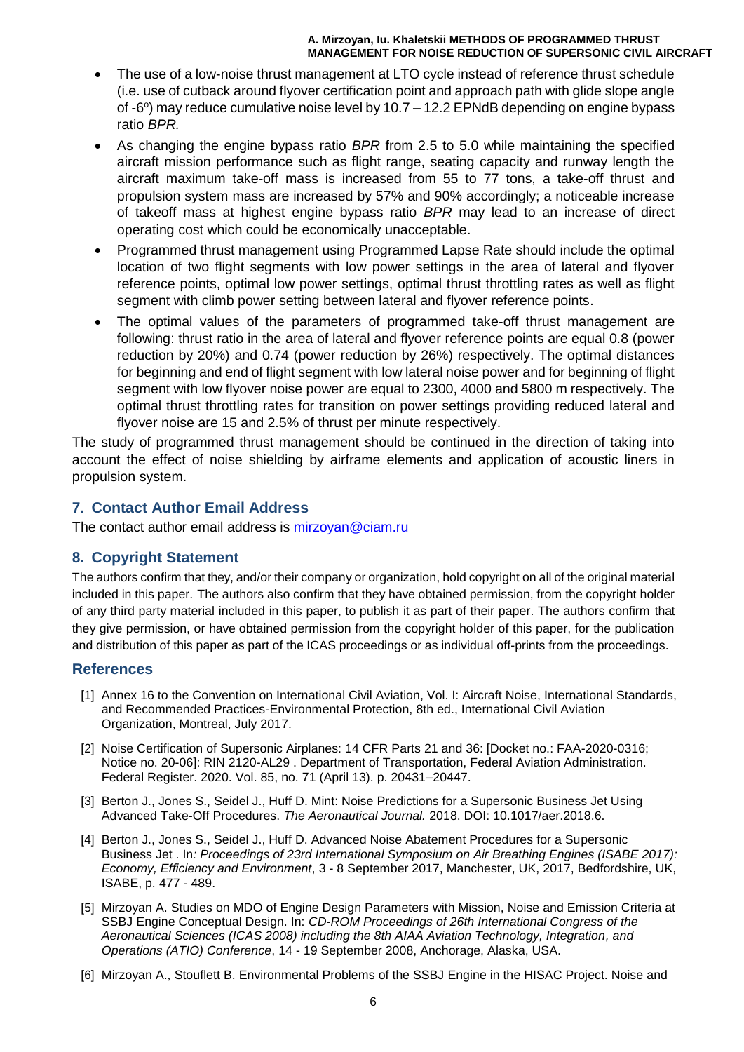- The use of a low-noise thrust management at LTO cycle instead of reference thrust schedule (i.e. use of cutback around flyover certification point and approach path with glide slope angle of -6°) may reduce cumulative noise level by 10.7 – 12.2 EPNdB depending on engine bypass ratio *BPR.*
- As changing the engine bypass ratio *BPR* from 2.5 to 5.0 while maintaining the specified aircraft mission performance such as flight range, seating capacity and runway length the aircraft maximum take-off mass is increased from 55 to 77 tons, a take-off thrust and propulsion system mass are increased by 57% and 90% accordingly; a noticeable increase of takeoff mass at highest engine bypass ratio *BPR* may lead to an increase of direct operating cost which could be economically unacceptable.
- Programmed thrust management using Programmed Lapse Rate should include the optimal location of two flight segments with low power settings in the area of lateral and flyover reference points, optimal low power settings, optimal thrust throttling rates as well as flight segment with climb power setting between lateral and flyover reference points.
- The optimal values of the parameters of programmed take-off thrust management are following: thrust ratio in the area of lateral and flyover reference points are equal 0.8 (power reduction by 20%) and 0.74 (power reduction by 26%) respectively. The optimal distances for beginning and end of flight segment with low lateral noise power and for beginning of flight segment with low flyover noise power are equal to 2300, 4000 and 5800 m respectively. The optimal thrust throttling rates for transition on power settings providing reduced lateral and flyover noise are 15 and 2.5% of thrust per minute respectively.

The study of programmed thrust management should be continued in the direction of taking into account the effect of noise shielding by airframe elements and application of acoustic liners in propulsion system.

## 7. Contact Author Email Address

The contact author email address is mirzoyan@ciam.ru

## 8. Copyright Statement

The authors confirm that they, and/or their company or organization, hold copyright on all of the original material included in this paper. The authors also confirm that they have obtained permission, from the copyright holder of any third party material included in this paper, to publish it as part of their paper. The authors confirm that they give permission, or have obtained permission from the copyright holder of this paper, for the publication and distribution of this paper as part of the ICAS proceedings or as individual off-prints from the proceedings.

## References

[1] Annex 16 to the Convention on International Civil Aviation, Vol. I: Aircraft Noise, International Standards, and Recommended Practices-Environmental Protection, 8th ed., International Civil Aviation Organization, Montreal, July 2017.

[2] Noise Certification of Supersonic Airplanes: 14 CFR Parts 21 and 36: [Docket no.: FAA-2020-0316; Notice no. 20-06]: RIN 2120-AL29 . Department of Transportation, Federal Aviation Administration. Federal Register. 2020. Vol. 85, no. 71 (April 13). p. 20431–20447.

[3] Berton J., Jones S., Seidel J., Huff D. Mint: Noise Predictions for a Supersonic Business Jet Using Advanced Take-Off Procedures. *The Aeronautical Journal.* 2018. DOI: 10.1017/aer.2018.6.

[4] Berton J., Jones S., Seidel J., Huff D. Advanced Noise Abatement Procedures for a Supersonic Business Jet . In*: Proceedings of 23rd International Symposium on Air Breathing Engines (ISABE 2017): Economy, Efficiency and Environment*, 3 - 8 September 2017, Manchester, UK, 2017, Bedfordshire, UK, ISABE, p. 477 - 489.

[5] Mirzoyan A. Studies on MDO of Engine Design Parameters with Mission, Noise and Emission Criteria at SSBJ Engine Conceptual Design. In: *CD-ROM Proceedings of 26th International Congress of the Aeronautical Sciences (ICAS 2008) including the 8th AIAA Aviation Technology, Integration, and Operations (ATIO) Conference*, 14 - 19 September 2008, Anchorage, Alaska, USA.

[6] Mirzoyan A., Stouflett B. Environmental Problems of the SSBJ Engine in the HISAC Project. Noise and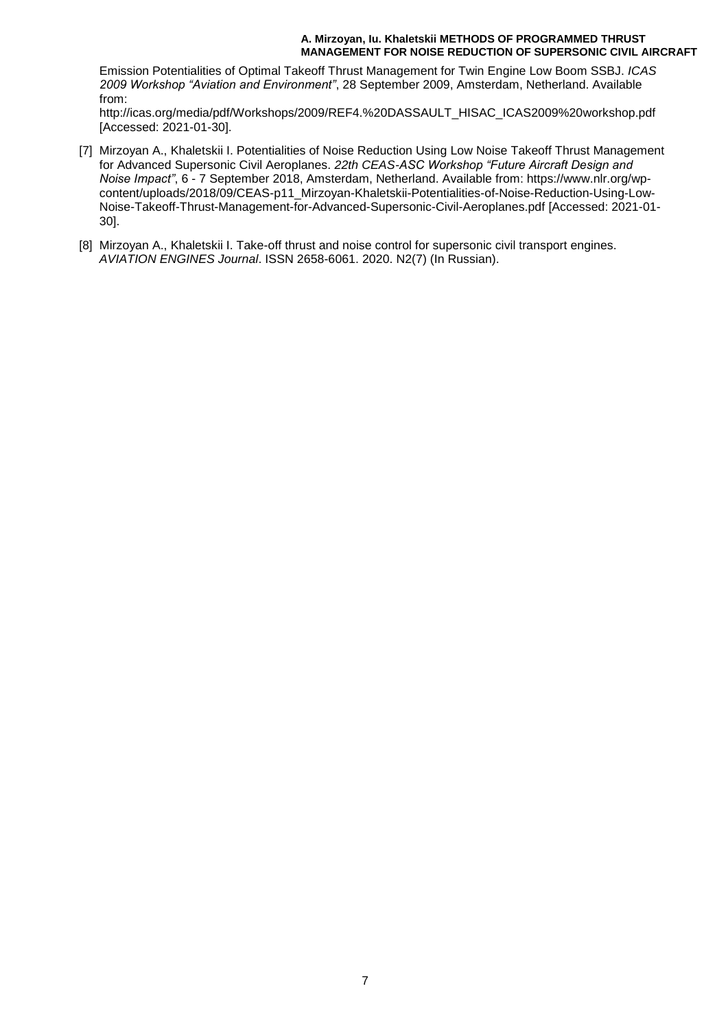Emission Potentialities of Optimal Takeoff Thrust Management for Twin Engine Low Boom SSBJ. *ICAS 2009 Workshop "Aviation and Environment"*, 28 September 2009, Amsterdam, Netherland. Available from:
http://icas.org/media/pdf/Workshops/2009/REF4.%20DASSAULT_HISAC_ICAS2009%20workshop.pdf [Accessed: 2021-01-30].

[7] Mirzoyan A., Khaletskii I. Potentialities of Noise Reduction Using Low Noise Takeoff Thrust Management for Advanced Supersonic Civil Aeroplanes. *22th CEAS-ASC Workshop "Future Aircraft Design and Noise Impact"*, 6 - 7 September 2018, Amsterdam, Netherland. Available from: https://www.nlr.org/wp-content/uploads/2018/09/CEAS-p11_Mirzoyan-Khaletskii-Potentialities-of-Noise-Reduction-Using-Low-Noise-Takeoff-Thrust-Management-for-Advanced-Supersonic-Civil-Aeroplanes.pdf [Accessed: 2021-01-30].

[8] Mirzoyan A., Khaletskii I. Take-off thrust and noise control for supersonic civil transport engines. *AVIATION ENGINES Journal*. ISSN 2658-6061. 2020. N2(7) (In Russian).